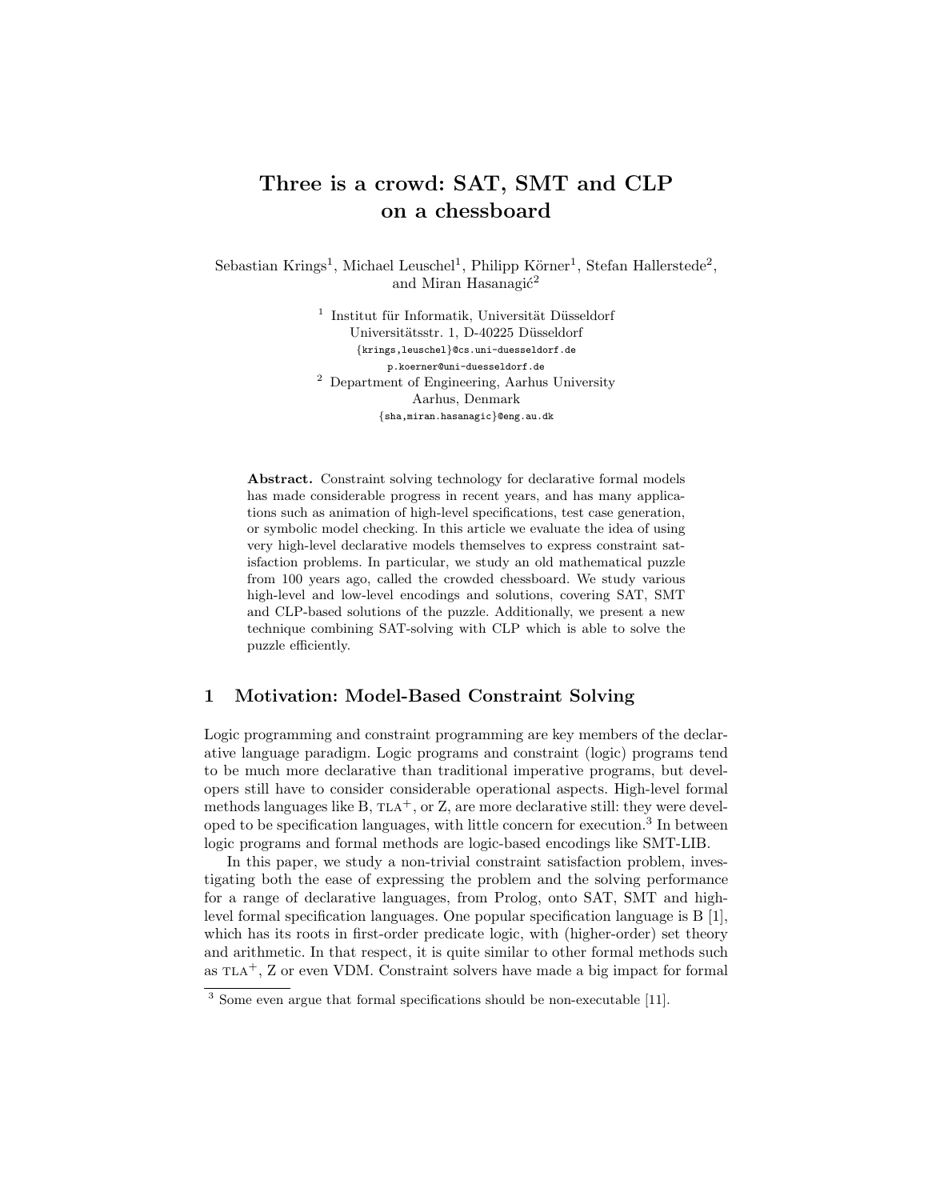# Three is a crowd: SAT, SMT and CLP on a chessboard

Sebastian Krings[1], Michael Leuschel[1], Philipp Körner[1], Stefan Hallerstede[2], and Miran Hasanagić[2]

[1] Institut für Informatik, Universität Düsseldorf
Universitätsstr. 1, D-40225 Düsseldorf
{krings,leuschel}@cs.uni-duesseldorf.de
p.koerner@uni-duesseldorf.de

[2] Department of Engineering, Aarhus University
Aarhus, Denmark
{sha,miran.hasanagic}@eng.au.dk

**Abstract.** Constraint solving technology for declarative formal models has made considerable progress in recent years, and has many applications such as animation of high-level specifications, test case generation, or symbolic model checking. In this article we evaluate the idea of using very high-level declarative models themselves to express constraint satisfaction problems. In particular, we study an old mathematical puzzle from 100 years ago, called the crowded chessboard. We study various high-level and low-level encodings and solutions, covering SAT, SMT and CLP-based solutions of the puzzle. Additionally, we present a new technique combining SAT-solving with CLP which is able to solve the puzzle efficiently.

## 1 Motivation: Model-Based Constraint Solving

Logic programming and constraint programming are key members of the declarative language paradigm. Logic programs and constraint (logic) programs tend to be much more declarative than traditional imperative programs, but developers still have to consider considerable operational aspects. High-level formal methods languages like B, TLA$^+$, or Z, are more declarative still: they were developed to be specification languages, with little concern for execution.[3] In between logic programs and formal methods are logic-based encodings like SMT-LIB.

In this paper, we study a non-trivial constraint satisfaction problem, investigating both the ease of expressing the problem and the solving performance for a range of declarative languages, from Prolog, onto SAT, SMT and high-level formal specification languages. One popular specification language is B [1], which has its roots in first-order predicate logic, with (higher-order) set theory and arithmetic. In that respect, it is quite similar to other formal methods such as TLA$^+$, Z or even VDM. Constraint solvers have made a big impact for formal

[3] Some even argue that formal specifications should be non-executable [11].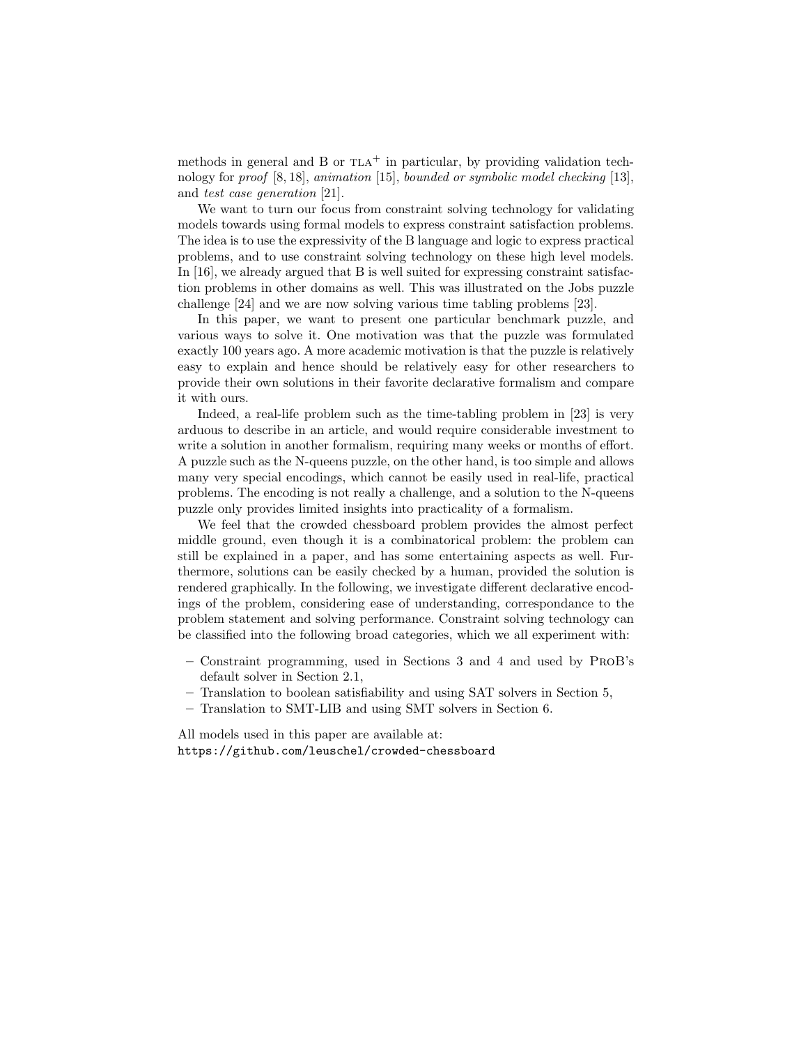methods in general and B or TLA$^+$ in particular, by providing validation technology for *proof* [8, 18], *animation* [15], *bounded or symbolic model checking* [13], and *test case generation* [21].

We want to turn our focus from constraint solving technology for validating models towards using formal models to express constraint satisfaction problems. The idea is to use the expressivity of the B language and logic to express practical problems, and to use constraint solving technology on these high level models. In [16], we already argued that B is well suited for expressing constraint satisfaction problems in other domains as well. This was illustrated on the Jobs puzzle challenge [24] and we are now solving various time tabling problems [23].

In this paper, we want to present one particular benchmark puzzle, and various ways to solve it. One motivation was that the puzzle was formulated exactly 100 years ago. A more academic motivation is that the puzzle is relatively easy to explain and hence should be relatively easy for other researchers to provide their own solutions in their favorite declarative formalism and compare it with ours.

Indeed, a real-life problem such as the time-tabling problem in [23] is very arduous to describe in an article, and would require considerable investment to write a solution in another formalism, requiring many weeks or months of effort. A puzzle such as the N-queens puzzle, on the other hand, is too simple and allows many very special encodings, which cannot be easily used in real-life, practical problems. The encoding is not really a challenge, and a solution to the N-queens puzzle only provides limited insights into practicality of a formalism.

We feel that the crowded chessboard problem provides the almost perfect middle ground, even though it is a combinatorical problem: the problem can still be explained in a paper, and has some entertaining aspects as well. Furthermore, solutions can be easily checked by a human, provided the solution is rendered graphically. In the following, we investigate different declarative encodings of the problem, considering ease of understanding, correspondance to the problem statement and solving performance. Constraint solving technology can be classified into the following broad categories, which we all experiment with:

– Constraint programming, used in Sections 3 and 4 and used by ProB's default solver in Section 2.1,
– Translation to boolean satisfiability and using SAT solvers in Section 5,
– Translation to SMT-LIB and using SMT solvers in Section 6.

All models used in this paper are available at:
`https://github.com/leuschel/crowded-chessboard`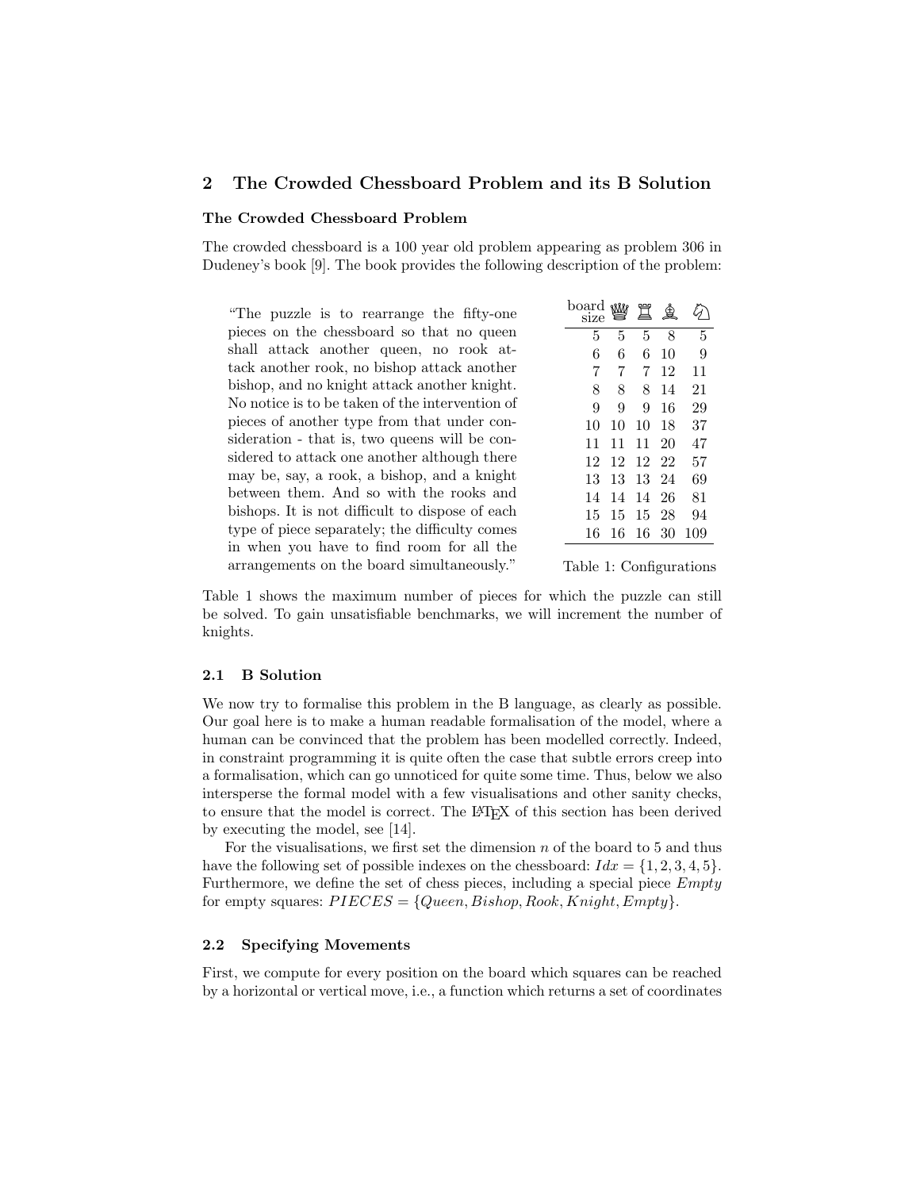## 2 The Crowded Chessboard Problem and its B Solution

### The Crowded Chessboard Problem

The crowded chessboard is a 100 year old problem appearing as problem 306 in Dudeney's book [9]. The book provides the following description of the problem:

> "The puzzle is to rearrange the fifty-one pieces on the chessboard so that no queen shall attack another queen, no rook attack another rook, no bishop attack another bishop, and no knight attack another knight. No notice is to be taken of the intervention of pieces of another type from that under consideration - that is, two queens will be considered to attack one another although there may be, say, a rook, a bishop, and a knight between them. And so with the rooks and bishops. It is not difficult to dispose of each type of piece separately; the difficulty comes in when you have to find room for all the arrangements on the board simultaneously."

| board size | ♕ | ♖ | ♗ | ♘ |
|---|---|---|---|---|
| 5 | 5 | 5 | 8 | 5 |
| 6 | 6 | 6 | 10 | 9 |
| 7 | 7 | 7 | 12 | 11 |
| 8 | 8 | 8 | 14 | 21 |
| 9 | 9 | 9 | 16 | 29 |
| 10 | 10 | 10 | 18 | 37 |
| 11 | 11 | 11 | 20 | 47 |
| 12 | 12 | 12 | 22 | 57 |
| 13 | 13 | 13 | 24 | 69 |
| 14 | 14 | 14 | 26 | 81 |
| 15 | 15 | 15 | 28 | 94 |
| 16 | 16 | 16 | 30 | 109 |

Table 1: Configurations

Table 1 shows the maximum number of pieces for which the puzzle can still be solved. To gain unsatisfiable benchmarks, we will increment the number of knights.

### 2.1 B Solution

We now try to formalise this problem in the B language, as clearly as possible. Our goal here is to make a human readable formalisation of the model, where a human can be convinced that the problem has been modelled correctly. Indeed, in constraint programming it is quite often the case that subtle errors creep into a formalisation, which can go unnoticed for quite some time. Thus, below we also intersperse the formal model with a few visualisations and other sanity checks, to ensure that the model is correct. The LaTeX of this section has been derived by executing the model, see [14].

For the visualisations, we first set the dimension $n$ of the board to 5 and thus have the following set of possible indexes on the chessboard: $Idx = \{1, 2, 3, 4, 5\}$. Furthermore, we define the set of chess pieces, including a special piece $Empty$ for empty squares: $PIECES = \{Queen, Bishop, Rook, Knight, Empty\}$.

### 2.2 Specifying Movements

First, we compute for every position on the board which squares can be reached by a horizontal or vertical move, i.e., a function which returns a set of coordinates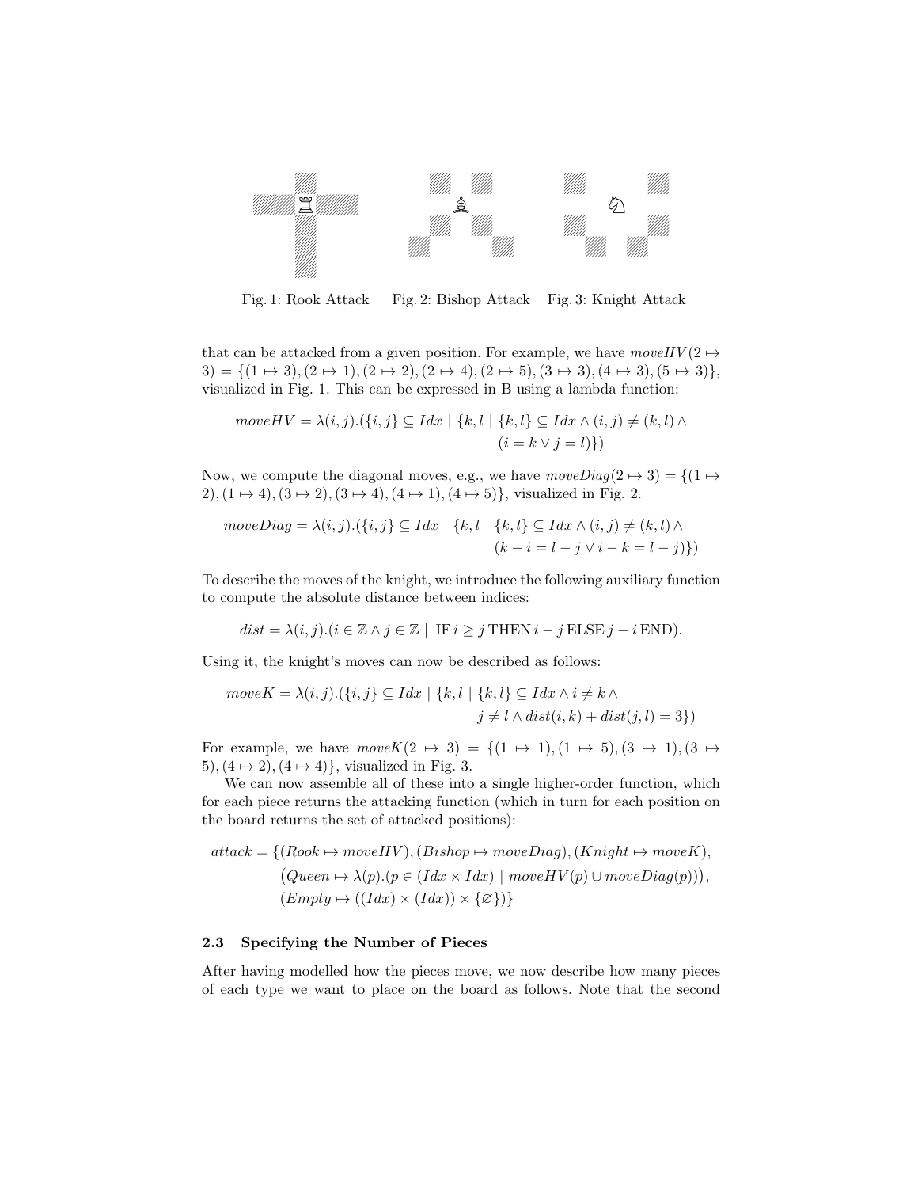Fig. 1: Rook Attack   Fig. 2: Bishop Attack   Fig. 3: Knight Attack

that can be attacked from a given position. For example, we have $moveHV(2 \mapsto 3) = \{(1 \mapsto 3), (2 \mapsto 1), (2 \mapsto 2), (2 \mapsto 4), (2 \mapsto 5), (3 \mapsto 3), (4 \mapsto 3), (5 \mapsto 3)\}$, visualized in Fig. 1. This can be expressed in B using a lambda function:

$$moveHV = \lambda(i,j).(\{i,j\} \subseteq Idx \mid \{k,l \mid \{k,l\} \subseteq Idx \wedge (i,j) \neq (k,l) \wedge (i = k \vee j = l)\})$$

Now, we compute the diagonal moves, e.g., we have $moveDiag(2 \mapsto 3) = \{(1 \mapsto 2), (1 \mapsto 4), (3 \mapsto 2), (3 \mapsto 4), (4 \mapsto 1), (4 \mapsto 5)\}$, visualized in Fig. 2.

$$moveDiag = \lambda(i,j).(\{i,j\} \subseteq Idx \mid \{k,l \mid \{k,l\} \subseteq Idx \wedge (i,j) \neq (k,l) \wedge (k - i = l - j \vee i - k = l - j)\})$$

To describe the moves of the knight, we introduce the following auxiliary function to compute the absolute distance between indices:

$$dist = \lambda(i,j).(i \in \mathbb{Z} \wedge j \in \mathbb{Z} \mid \text{ IF } i \geq j \text{ THEN } i - j \text{ ELSE } j - i \text{ END}).$$

Using it, the knight's moves can now be described as follows:

$$moveK = \lambda(i,j).(\{i,j\} \subseteq Idx \mid \{k,l \mid \{k,l\} \subseteq Idx \wedge i \neq k \wedge j \neq l \wedge dist(i,k) + dist(j,l) = 3\})$$

For example, we have $moveK(2 \mapsto 3) = \{(1 \mapsto 1), (1 \mapsto 5), (3 \mapsto 1), (3 \mapsto 5), (4 \mapsto 2), (4 \mapsto 4)\}$, visualized in Fig. 3.

We can now assemble all of these into a single higher-order function, which for each piece returns the attacking function (which in turn for each position on the board returns the set of attacked positions):

$$\begin{aligned} attack = \{&(Rook \mapsto moveHV), (Bishop \mapsto moveDiag), (Knight \mapsto moveK), \\ &\big(Queen \mapsto \lambda(p).(p \in (Idx \times Idx) \mid moveHV(p) \cup moveDiag(p))\big), \\ &(Empty \mapsto ((Idx) \times (Idx)) \times \{\varnothing\})\} \end{aligned}$$

### 2.3 Specifying the Number of Pieces

After having modelled how the pieces move, we now describe how many pieces of each type we want to place on the board as follows. Note that the second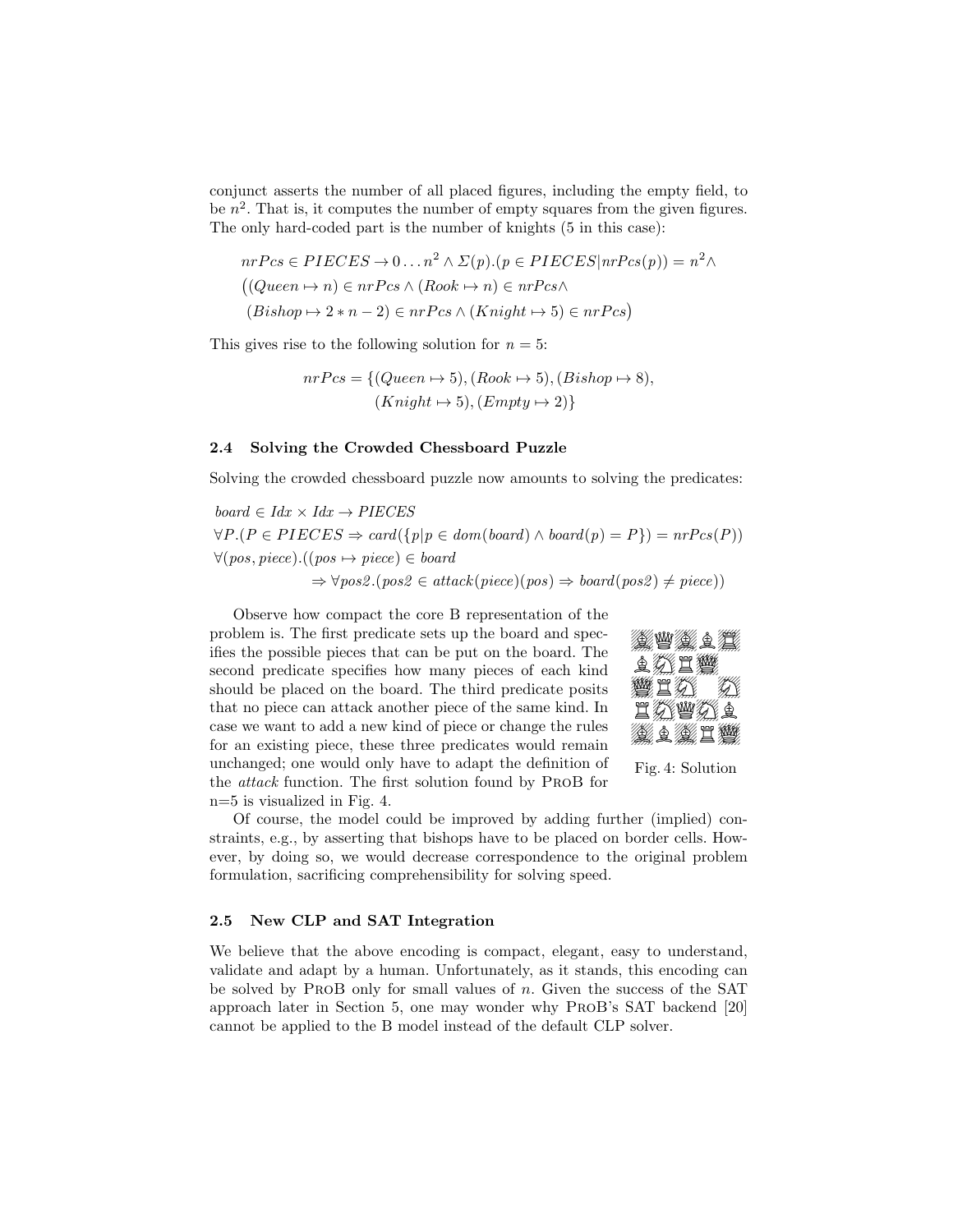conjunct asserts the number of all placed figures, including the empty field, to be $n^2$. That is, it computes the number of empty squares from the given figures. The only hard-coded part is the number of knights (5 in this case):

$$
\begin{aligned}
&nrPcs \in PIECES \rightarrow 0 \ldots n^2 \wedge \Sigma(p).(p \in PIECES | nrPcs(p)) = n^2 \wedge \\
&\big((Queen \mapsto n) \in nrPcs \wedge (Rook \mapsto n) \in nrPcs \wedge \\
&\;(Bishop \mapsto 2 * n - 2) \in nrPcs \wedge (Knight \mapsto 5) \in nrPcs\big)
\end{aligned}
$$

This gives rise to the following solution for $n = 5$:

$$
\begin{aligned}
nrPcs = \{&(Queen \mapsto 5), (Rook \mapsto 5), (Bishop \mapsto 8), \\
&(Knight \mapsto 5), (Empty \mapsto 2)\}
\end{aligned}
$$

### 2.4 Solving the Crowded Chessboard Puzzle

Solving the crowded chessboard puzzle now amounts to solving the predicates:

$$
\begin{aligned}
&board \in Idx \times Idx \rightarrow PIECES \\
&\forall P.(P \in PIECES \Rightarrow card(\{p | p \in dom(board) \wedge board(p) = P\}) = nrPcs(P)) \\
&\forall (pos, piece).((pos \mapsto piece) \in board \\
&\qquad\qquad \Rightarrow \forall pos2.(pos2 \in attack(piece)(pos) \Rightarrow board(pos2) \neq piece))
\end{aligned}
$$

Observe how compact the core B representation of the problem is. The first predicate sets up the board and specifies the possible pieces that can be put on the board. The second predicate specifies how many pieces of each kind should be placed on the board. The third predicate posits that no piece can attack another piece of the same kind. In case we want to add a new kind of piece or change the rules for an existing piece, these three predicates would remain unchanged; one would only have to adapt the definition of the *attack* function. The first solution found by ProB for n=5 is visualized in Fig. 4.

Fig. 4: Solution

Of course, the model could be improved by adding further (implied) constraints, e.g., by asserting that bishops have to be placed on border cells. However, by doing so, we would decrease correspondence to the original problem formulation, sacrificing comprehensibility for solving speed.

### 2.5 New CLP and SAT Integration

We believe that the above encoding is compact, elegant, easy to understand, validate and adapt by a human. Unfortunately, as it stands, this encoding can be solved by ProB only for small values of $n$. Given the success of the SAT approach later in Section 5, one may wonder why ProB's SAT backend [20] cannot be applied to the B model instead of the default CLP solver.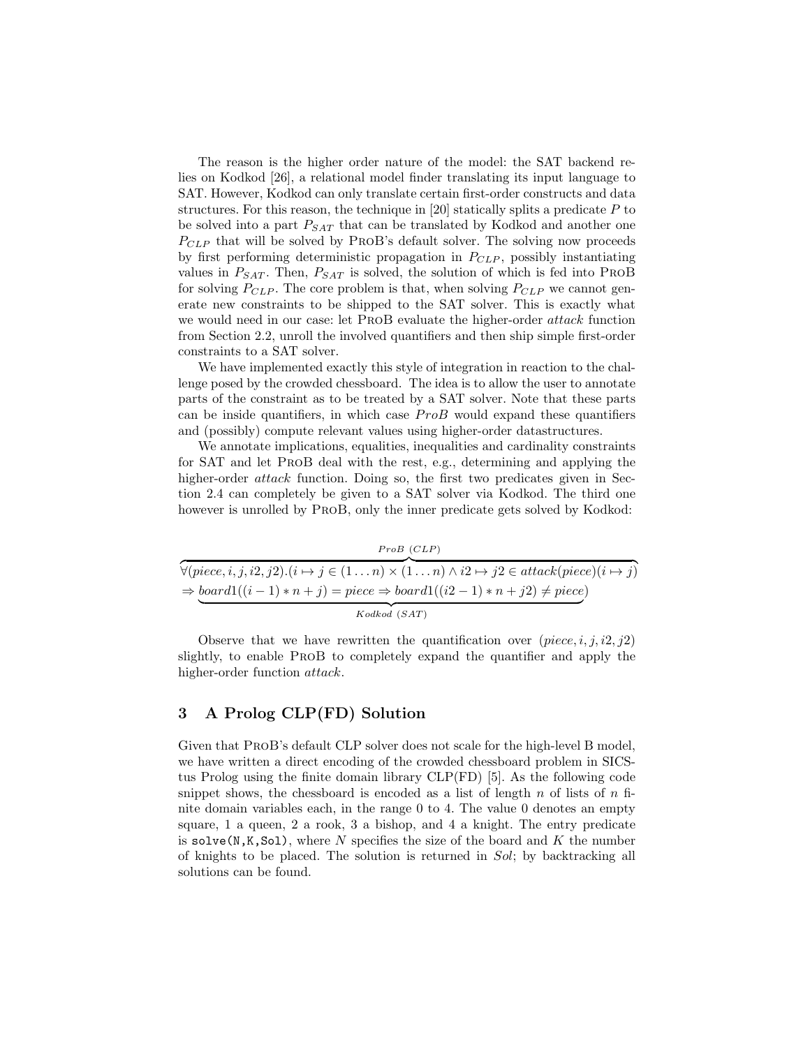The reason is the higher order nature of the model: the SAT backend relies on Kodkod [26], a relational model finder translating its input language to SAT. However, Kodkod can only translate certain first-order constructs and data structures. For this reason, the technique in [20] statically splits a predicate $P$ to be solved into a part $P_{SAT}$ that can be translated by Kodkod and another one $P_{CLP}$ that will be solved by ProB's default solver. The solving now proceeds by first performing deterministic propagation in $P_{CLP}$, possibly instantiating values in $P_{SAT}$. Then, $P_{SAT}$ is solved, the solution of which is fed into ProB for solving $P_{CLP}$. The core problem is that, when solving $P_{CLP}$ we cannot generate new constraints to be shipped to the SAT solver. This is exactly what we would need in our case: let ProB evaluate the higher-order *attack* function from Section 2.2, unroll the involved quantifiers and then ship simple first-order constraints to a SAT solver.

We have implemented exactly this style of integration in reaction to the challenge posed by the crowded chessboard. The idea is to allow the user to annotate parts of the constraint as to be treated by a SAT solver. Note that these parts can be inside quantifiers, in which case *ProB* would expand these quantifiers and (possibly) compute relevant values using higher-order datastructures.

We annotate implications, equalities, inequalities and cardinality constraints for SAT and let ProB deal with the rest, e.g., determining and applying the higher-order *attack* function. Doing so, the first two predicates given in Section 2.4 can completely be given to a SAT solver via Kodkod. The third one however is unrolled by ProB, only the inner predicate gets solved by Kodkod:

$$\overbrace{\forall(piece,i,j,i2,j2).(i \mapsto j \in (1\ldots n)\times(1\ldots n) \wedge i2 \mapsto j2 \in attack(piece)(i \mapsto j)}^{ProB\ (CLP)}$$
$$\Rightarrow \underbrace{board1((i-1)*n+j) = piece \Rightarrow board1((i2-1)*n+j2) \neq piece}_{Kodkod\ (SAT)})$$

Observe that we have rewritten the quantification over $(piece, i, j, i2, j2)$ slightly, to enable ProB to completely expand the quantifier and apply the higher-order function *attack*.

## 3 A Prolog CLP(FD) Solution

Given that ProB's default CLP solver does not scale for the high-level B model, we have written a direct encoding of the crowded chessboard problem in SICStus Prolog using the finite domain library CLP(FD) [5]. As the following code snippet shows, the chessboard is encoded as a list of length $n$ of lists of $n$ finite domain variables each, in the range 0 to 4. The value 0 denotes an empty square, 1 a queen, 2 a rook, 3 a bishop, and 4 a knight. The entry predicate is `solve(N,K,Sol)`, where $N$ specifies the size of the board and $K$ the number of knights to be placed. The solution is returned in *Sol*; by backtracking all solutions can be found.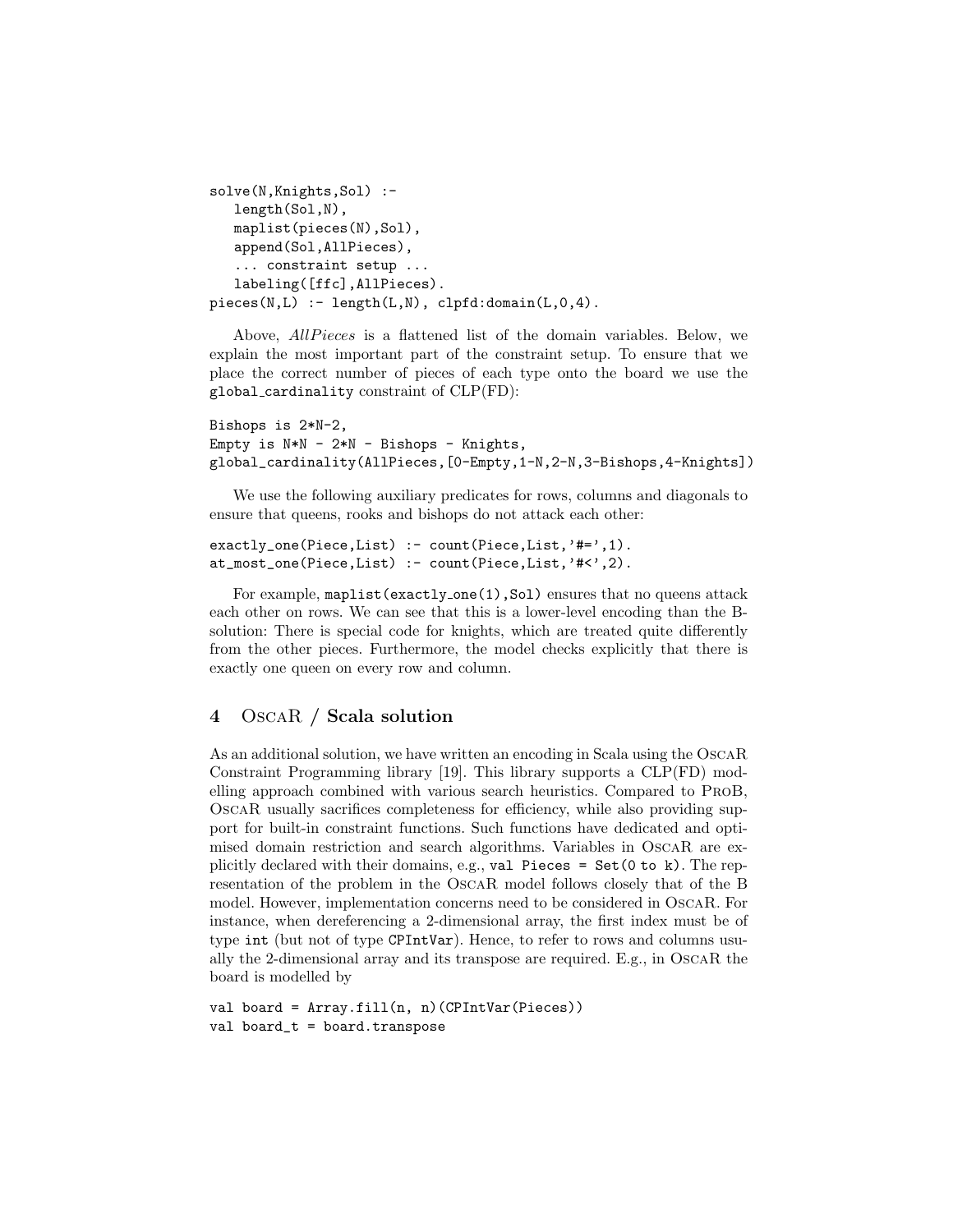```
solve(N,Knights,Sol) :-
   length(Sol,N),
   maplist(pieces(N),Sol),
   append(Sol,AllPieces),
   ... constraint setup ...
   labeling([ffc],AllPieces).
pieces(N,L) :- length(L,N), clpfd:domain(L,0,4).
```

Above, *AllPieces* is a flattened list of the domain variables. Below, we explain the most important part of the constraint setup. To ensure that we place the correct number of pieces of each type onto the board we use the `global_cardinality` constraint of CLP(FD):

```
Bishops is 2*N-2,
Empty is N*N - 2*N - Bishops - Knights,
global_cardinality(AllPieces,[0-Empty,1-N,2-N,3-Bishops,4-Knights])
```

We use the following auxiliary predicates for rows, columns and diagonals to ensure that queens, rooks and bishops do not attack each other:

```
exactly_one(Piece,List) :- count(Piece,List,'#=',1).
at_most_one(Piece,List) :- count(Piece,List,'#<',2).
```

For example, `maplist(exactly_one(1),Sol)` ensures that no queens attack each other on rows. We can see that this is a lower-level encoding than the B-solution: There is special code for knights, which are treated quite differently from the other pieces. Furthermore, the model checks explicitly that there is exactly one queen on every row and column.

## 4 OscaR / Scala solution

As an additional solution, we have written an encoding in Scala using the OscaR Constraint Programming library [19]. This library supports a CLP(FD) modelling approach combined with various search heuristics. Compared to ProB, OscaR usually sacrifices completeness for efficiency, while also providing support for built-in constraint functions. Such functions have dedicated and optimised domain restriction and search algorithms. Variables in OscaR are explicitly declared with their domains, e.g., `val Pieces = Set(0 to k)`. The representation of the problem in the OscaR model follows closely that of the B model. However, implementation concerns need to be considered in OscaR. For instance, when dereferencing a 2-dimensional array, the first index must be of type `int` (but not of type `CPIntVar`). Hence, to refer to rows and columns usually the 2-dimensional array and its transpose are required. E.g., in OscaR the board is modelled by

```
val board = Array.fill(n, n)(CPIntVar(Pieces))
val board_t = board.transpose
```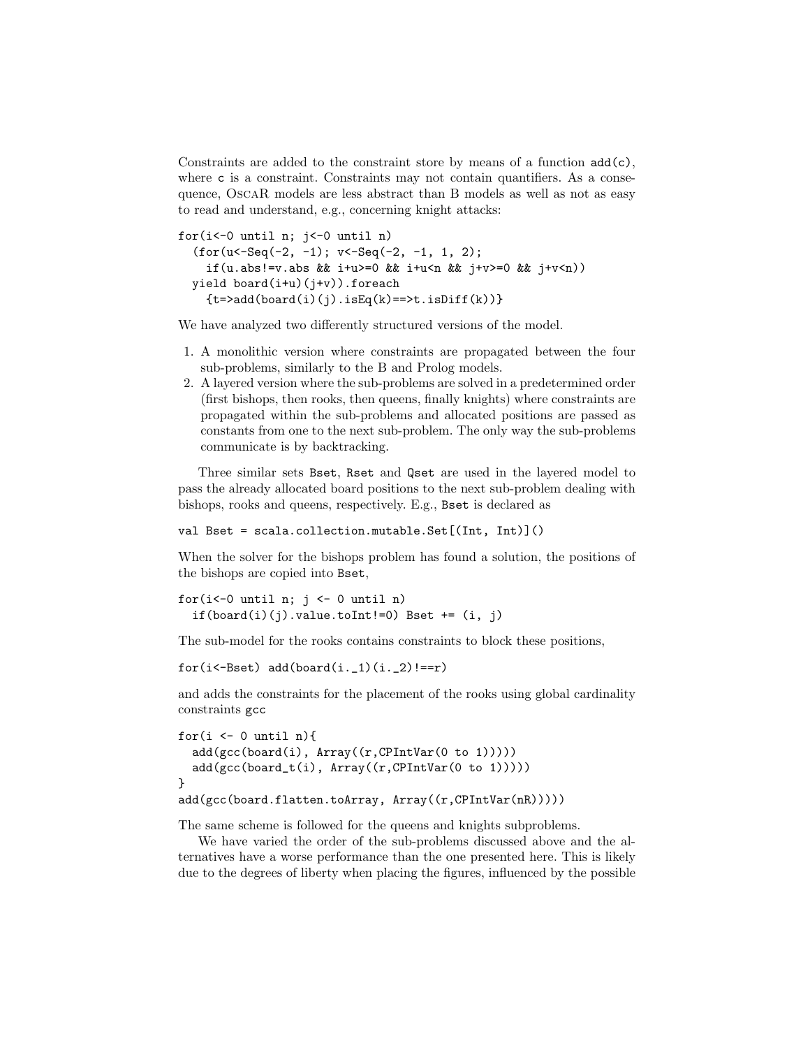Constraints are added to the constraint store by means of a function `add(c)`, where `c` is a constraint. Constraints may not contain quantifiers. As a consequence, OscaR models are less abstract than B models as well as not as easy to read and understand, e.g., concerning knight attacks:

```
for(i<-0 until n; j<-0 until n)
  (for(u<-Seq(-2, -1); v<-Seq(-2, -1, 1, 2);
    if(u.abs!=v.abs && i+u>=0 && i+u<n && j+v>=0 && j+v<n))
  yield board(i+u)(j+v)).foreach
    {t=>add(board(i)(j).isEq(k)==>t.isDiff(k))}
```

We have analyzed two differently structured versions of the model.

1. A monolithic version where constraints are propagated between the four sub-problems, similarly to the B and Prolog models.
2. A layered version where the sub-problems are solved in a predetermined order (first bishops, then rooks, then queens, finally knights) where constraints are propagated within the sub-problems and allocated positions are passed as constants from one to the next sub-problem. The only way the sub-problems communicate is by backtracking.

Three similar sets `Bset`, `Rset` and `Qset` are used in the layered model to pass the already allocated board positions to the next sub-problem dealing with bishops, rooks and queens, respectively. E.g., `Bset` is declared as

```
val Bset = scala.collection.mutable.Set[(Int, Int)]()
```

When the solver for the bishops problem has found a solution, the positions of the bishops are copied into `Bset`,

```
for(i<-0 until n; j <- 0 until n)
  if(board(i)(j).value.toInt!=0) Bset += (i, j)
```

The sub-model for the rooks contains constraints to block these positions,

```
for(i<-Bset) add(board(i._1)(i._2)!==r)
```

and adds the constraints for the placement of the rooks using global cardinality constraints `gcc`

```
for(i <- 0 until n){
  add(gcc(board(i), Array((r,CPIntVar(0 to 1)))))
  add(gcc(board_t(i), Array((r,CPIntVar(0 to 1)))))
}
add(gcc(board.flatten.toArray, Array((r,CPIntVar(nR)))))
```

The same scheme is followed for the queens and knights subproblems.

We have varied the order of the sub-problems discussed above and the alternatives have a worse performance than the one presented here. This is likely due to the degrees of liberty when placing the figures, influenced by the possible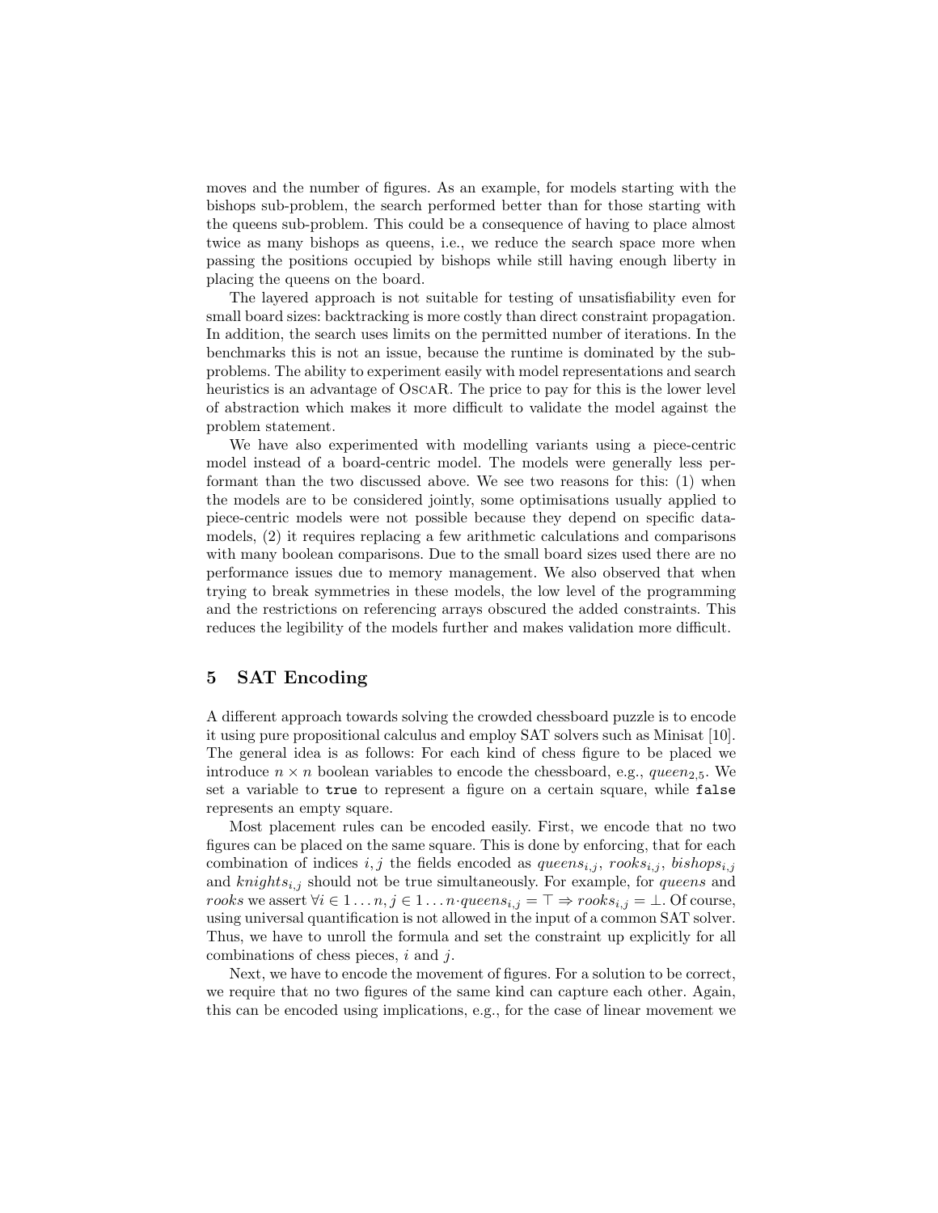moves and the number of figures. As an example, for models starting with the bishops sub-problem, the search performed better than for those starting with the queens sub-problem. This could be a consequence of having to place almost twice as many bishops as queens, i.e., we reduce the search space more when passing the positions occupied by bishops while still having enough liberty in placing the queens on the board.

The layered approach is not suitable for testing of unsatisfiability even for small board sizes: backtracking is more costly than direct constraint propagation. In addition, the search uses limits on the permitted number of iterations. In the benchmarks this is not an issue, because the runtime is dominated by the sub-problems. The ability to experiment easily with model representations and search heuristics is an advantage of OscaR. The price to pay for this is the lower level of abstraction which makes it more difficult to validate the model against the problem statement.

We have also experimented with modelling variants using a piece-centric model instead of a board-centric model. The models were generally less performant than the two discussed above. We see two reasons for this: (1) when the models are to be considered jointly, some optimisations usually applied to piece-centric models were not possible because they depend on specific data-models, (2) it requires replacing a few arithmetic calculations and comparisons with many boolean comparisons. Due to the small board sizes used there are no performance issues due to memory management. We also observed that when trying to break symmetries in these models, the low level of the programming and the restrictions on referencing arrays obscured the added constraints. This reduces the legibility of the models further and makes validation more difficult.

## 5 SAT Encoding

A different approach towards solving the crowded chessboard puzzle is to encode it using pure propositional calculus and employ SAT solvers such as Minisat [10]. The general idea is as follows: For each kind of chess figure to be placed we introduce $n \times n$ boolean variables to encode the chessboard, e.g., $queen_{2,5}$. We set a variable to `true` to represent a figure on a certain square, while `false` represents an empty square.

Most placement rules can be encoded easily. First, we encode that no two figures can be placed on the same square. This is done by enforcing, that for each combination of indices $i, j$ the fields encoded as $queens_{i,j}$, $rooks_{i,j}$, $bishops_{i,j}$ and $knights_{i,j}$ should not be true simultaneously. For example, for *queens* and *rooks* we assert $\forall i \in 1 \ldots n, j \in 1 \ldots n \cdot queens_{i,j} = \top \Rightarrow rooks_{i,j} = \bot$. Of course, using universal quantification is not allowed in the input of a common SAT solver. Thus, we have to unroll the formula and set the constraint up explicitly for all combinations of chess pieces, $i$ and $j$.

Next, we have to encode the movement of figures. For a solution to be correct, we require that no two figures of the same kind can capture each other. Again, this can be encoded using implications, e.g., for the case of linear movement we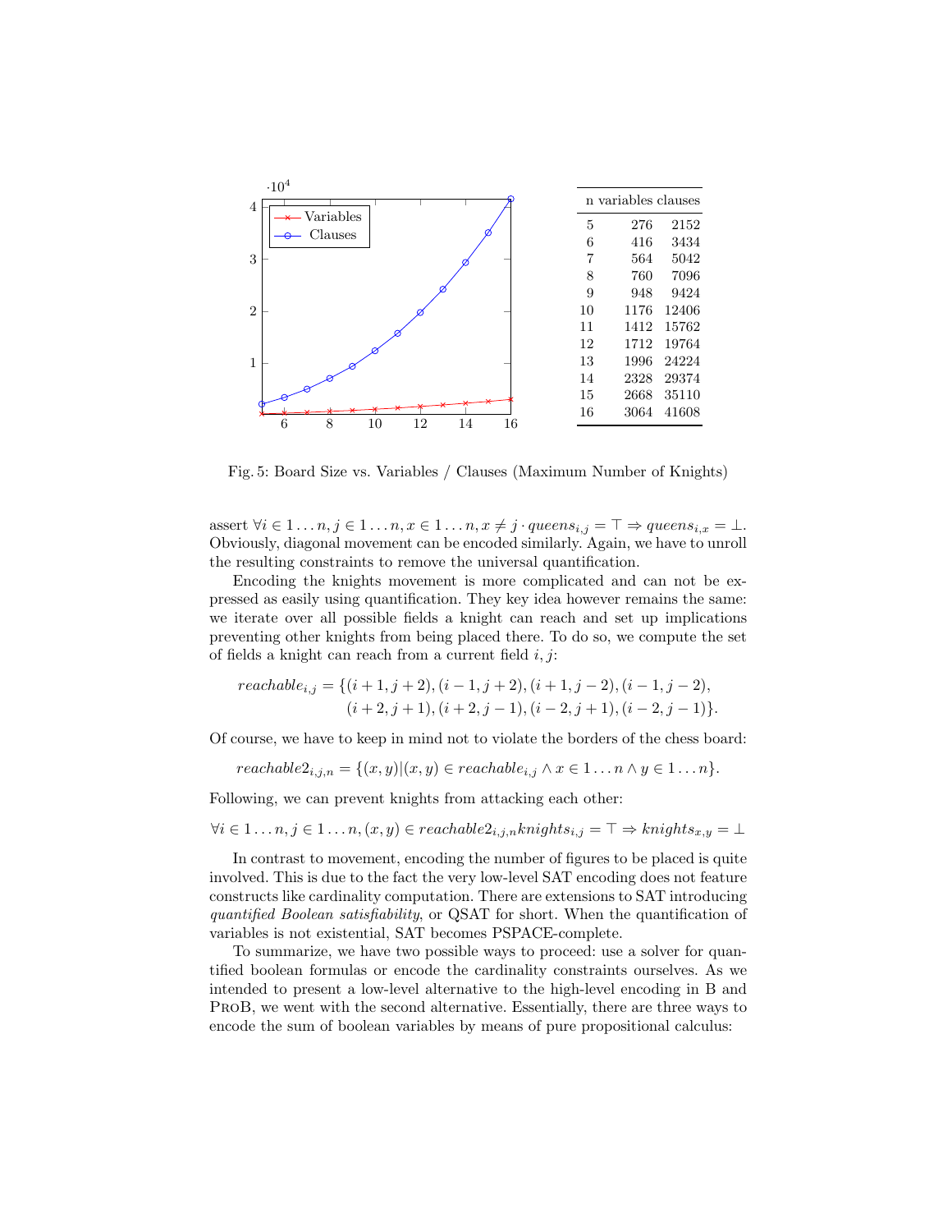| n | variables | clauses |
|---|---|---|
| 5 | 276 | 2152 |
| 6 | 416 | 3434 |
| 7 | 564 | 5042 |
| 8 | 760 | 7096 |
| 9 | 948 | 9424 |
| 10 | 1176 | 12406 |
| 11 | 1412 | 15762 |
| 12 | 1712 | 19764 |
| 13 | 1996 | 24224 |
| 14 | 2328 | 29374 |
| 15 | 2668 | 35110 |
| 16 | 3064 | 41608 |

Fig. 5: Board Size vs. Variables / Clauses (Maximum Number of Knights)

assert $\forall i \in 1 \ldots n, j \in 1 \ldots n, x \in 1 \ldots n, x \neq j \cdot queens_{i,j} = \top \Rightarrow queens_{i,x} = \bot$. Obviously, diagonal movement can be encoded similarly. Again, we have to unroll the resulting constraints to remove the universal quantification.

Encoding the knights movement is more complicated and can not be expressed as easily using quantification. They key idea however remains the same: we iterate over all possible fields a knight can reach and set up implications preventing other knights from being placed there. To do so, we compute the set of fields a knight can reach from a current field $i, j$:

$$
\begin{aligned}
reachable_{i,j} = \{&(i+1, j+2), (i-1, j+2), (i+1, j-2), (i-1, j-2), \\
&(i+2, j+1), (i+2, j-1), (i-2, j+1), (i-2, j-1)\}.
\end{aligned}
$$

Of course, we have to keep in mind not to violate the borders of the chess board:

$$reachable2_{i,j,n} = \{(x, y) | (x, y) \in reachable_{i,j} \wedge x \in 1 \ldots n \wedge y \in 1 \ldots n\}.$$

Following, we can prevent knights from attacking each other:

$$\forall i \in 1 \ldots n, j \in 1 \ldots n, (x, y) \in reachable2_{i,j,n} knights_{i,j} = \top \Rightarrow knights_{x,y} = \bot$$

In contrast to movement, encoding the number of figures to be placed is quite involved. This is due to the fact the very low-level SAT encoding does not feature constructs like cardinality computation. There are extensions to SAT introducing *quantified Boolean satisfiability*, or QSAT for short. When the quantification of variables is not existential, SAT becomes PSPACE-complete.

To summarize, we have two possible ways to proceed: use a solver for quantified boolean formulas or encode the cardinality constraints ourselves. As we intended to present a low-level alternative to the high-level encoding in B and ProB, we went with the second alternative. Essentially, there are three ways to encode the sum of boolean variables by means of pure propositional calculus: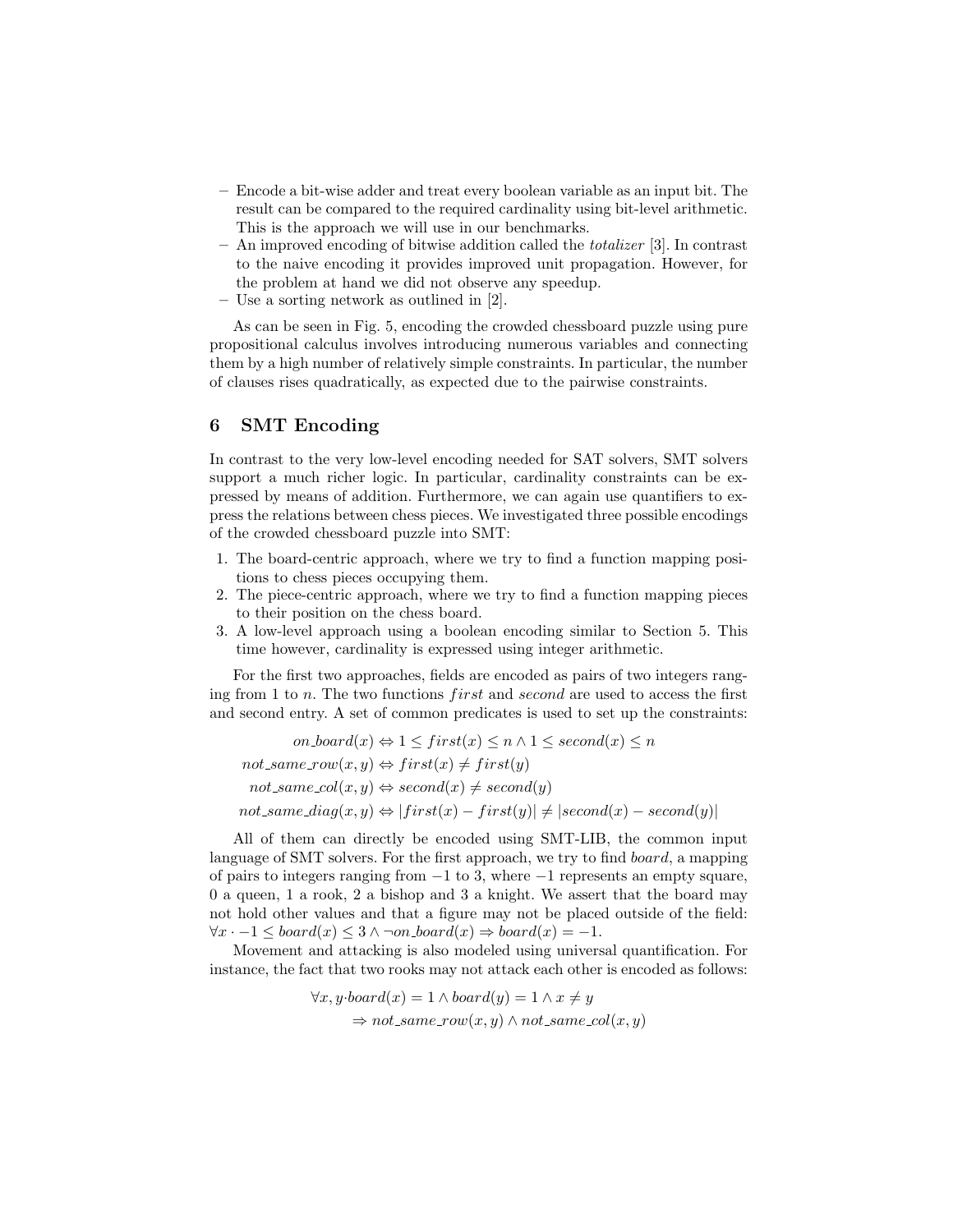- Encode a bit-wise adder and treat every boolean variable as an input bit. The result can be compared to the required cardinality using bit-level arithmetic. This is the approach we will use in our benchmarks.
- An improved encoding of bitwise addition called the *totalizer* [3]. In contrast to the naive encoding it provides improved unit propagation. However, for the problem at hand we did not observe any speedup.
- Use a sorting network as outlined in [2].

As can be seen in Fig. 5, encoding the crowded chessboard puzzle using pure propositional calculus involves introducing numerous variables and connecting them by a high number of relatively simple constraints. In particular, the number of clauses rises quadratically, as expected due to the pairwise constraints.

## 6 SMT Encoding

In contrast to the very low-level encoding needed for SAT solvers, SMT solvers support a much richer logic. In particular, cardinality constraints can be expressed by means of addition. Furthermore, we can again use quantifiers to express the relations between chess pieces. We investigated three possible encodings of the crowded chessboard puzzle into SMT:

1. The board-centric approach, where we try to find a function mapping positions to chess pieces occupying them.
2. The piece-centric approach, where we try to find a function mapping pieces to their position on the chess board.
3. A low-level approach using a boolean encoding similar to Section 5. This time however, cardinality is expressed using integer arithmetic.

For the first two approaches, fields are encoded as pairs of two integers ranging from 1 to $n$. The two functions $first$ and $second$ are used to access the first and second entry. A set of common predicates is used to set up the constraints:

$$
\begin{aligned}
on\_board(x) &\Leftrightarrow 1 \leq first(x) \leq n \wedge 1 \leq second(x) \leq n \\
not\_same\_row(x,y) &\Leftrightarrow first(x) \neq first(y) \\
not\_same\_col(x,y) &\Leftrightarrow second(x) \neq second(y) \\
not\_same\_diag(x,y) &\Leftrightarrow |first(x) - first(y)| \neq |second(x) - second(y)|
\end{aligned}
$$

All of them can directly be encoded using SMT-LIB, the common input language of SMT solvers. For the first approach, we try to find *board*, a mapping of pairs to integers ranging from $-1$ to 3, where $-1$ represents an empty square, 0 a queen, 1 a rook, 2 a bishop and 3 a knight. We assert that the board may not hold other values and that a figure may not be placed outside of the field: $\forall x \cdot -1 \leq board(x) \leq 3 \wedge \neg on\_board(x) \Rightarrow board(x) = -1$.

Movement and attacking is also modeled using universal quantification. For instance, the fact that two rooks may not attack each other is encoded as follows:

$$
\begin{aligned}
&\forall x, y \cdot board(x) = 1 \wedge board(y) = 1 \wedge x \neq y \\
&\qquad \Rightarrow not\_same\_row(x,y) \wedge not\_same\_col(x,y)
\end{aligned}
$$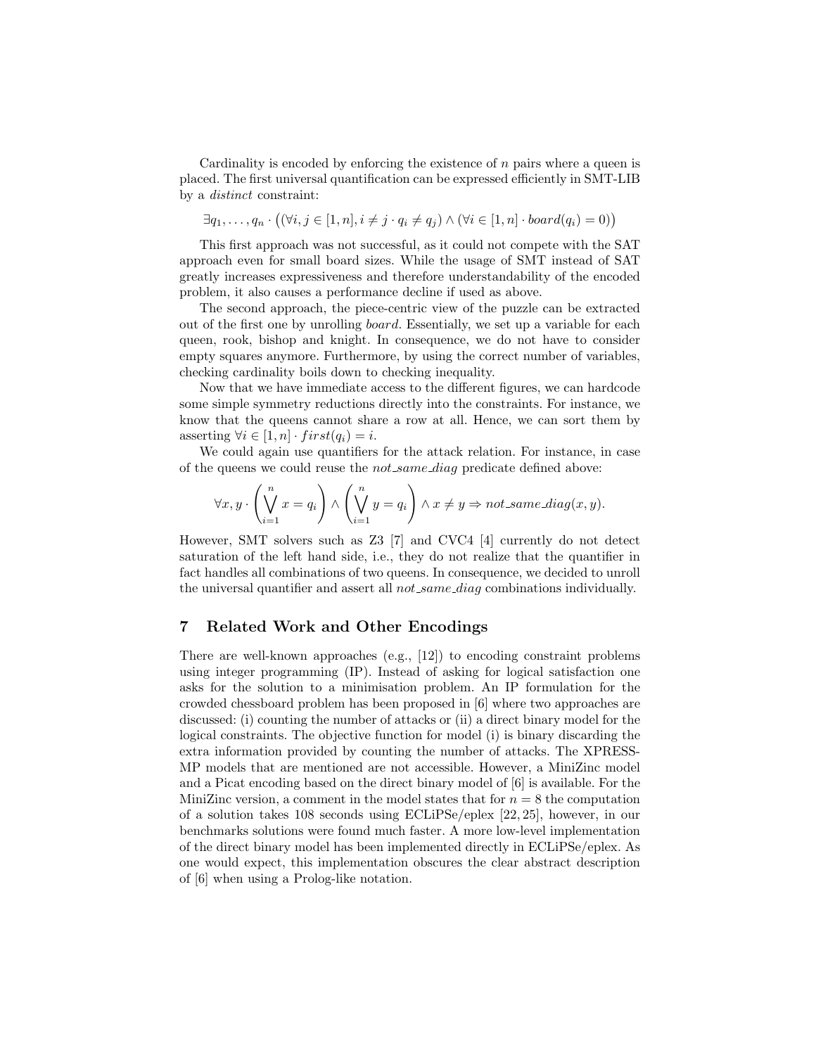Cardinality is encoded by enforcing the existence of $n$ pairs where a queen is placed. The first universal quantification can be expressed efficiently in SMT-LIB by a *distinct* constraint:

$$\exists q_1, \ldots, q_n \cdot \big((\forall i, j \in [1, n], i \neq j \cdot q_i \neq q_j) \wedge (\forall i \in [1, n] \cdot board(q_i) = 0)\big)$$

This first approach was not successful, as it could not compete with the SAT approach even for small board sizes. While the usage of SMT instead of SAT greatly increases expressiveness and therefore understandability of the encoded problem, it also causes a performance decline if used as above.

The second approach, the piece-centric view of the puzzle can be extracted out of the first one by unrolling *board*. Essentially, we set up a variable for each queen, rook, bishop and knight. In consequence, we do not have to consider empty squares anymore. Furthermore, by using the correct number of variables, checking cardinality boils down to checking inequality.

Now that we have immediate access to the different figures, we can hardcode some simple symmetry reductions directly into the constraints. For instance, we know that the queens cannot share a row at all. Hence, we can sort them by asserting $\forall i \in [1, n] \cdot first(q_i) = i$.

We could again use quantifiers for the attack relation. For instance, in case of the queens we could reuse the *not_same_diag* predicate defined above:

$$\forall x, y \cdot \left(\bigvee_{i=1}^{n} x = q_i\right) \wedge \left(\bigvee_{i=1}^{n} y = q_i\right) \wedge x \neq y \Rightarrow not\_same\_diag(x, y).$$

However, SMT solvers such as Z3 [7] and CVC4 [4] currently do not detect saturation of the left hand side, i.e., they do not realize that the quantifier in fact handles all combinations of two queens. In consequence, we decided to unroll the universal quantifier and assert all *not_same_diag* combinations individually.

## 7 Related Work and Other Encodings

There are well-known approaches (e.g., [12]) to encoding constraint problems using integer programming (IP). Instead of asking for logical satisfaction one asks for the solution to a minimisation problem. An IP formulation for the crowded chessboard problem has been proposed in [6] where two approaches are discussed: (i) counting the number of attacks or (ii) a direct binary model for the logical constraints. The objective function for model (i) is binary discarding the extra information provided by counting the number of attacks. The XPRESS-MP models that are mentioned are not accessible. However, a MiniZinc model and a Picat encoding based on the direct binary model of [6] is available. For the MiniZinc version, a comment in the model states that for $n = 8$ the computation of a solution takes 108 seconds using ECLiPSe/eplex [22, 25], however, in our benchmarks solutions were found much faster. A more low-level implementation of the direct binary model has been implemented directly in ECLiPSe/eplex. As one would expect, this implementation obscures the clear abstract description of [6] when using a Prolog-like notation.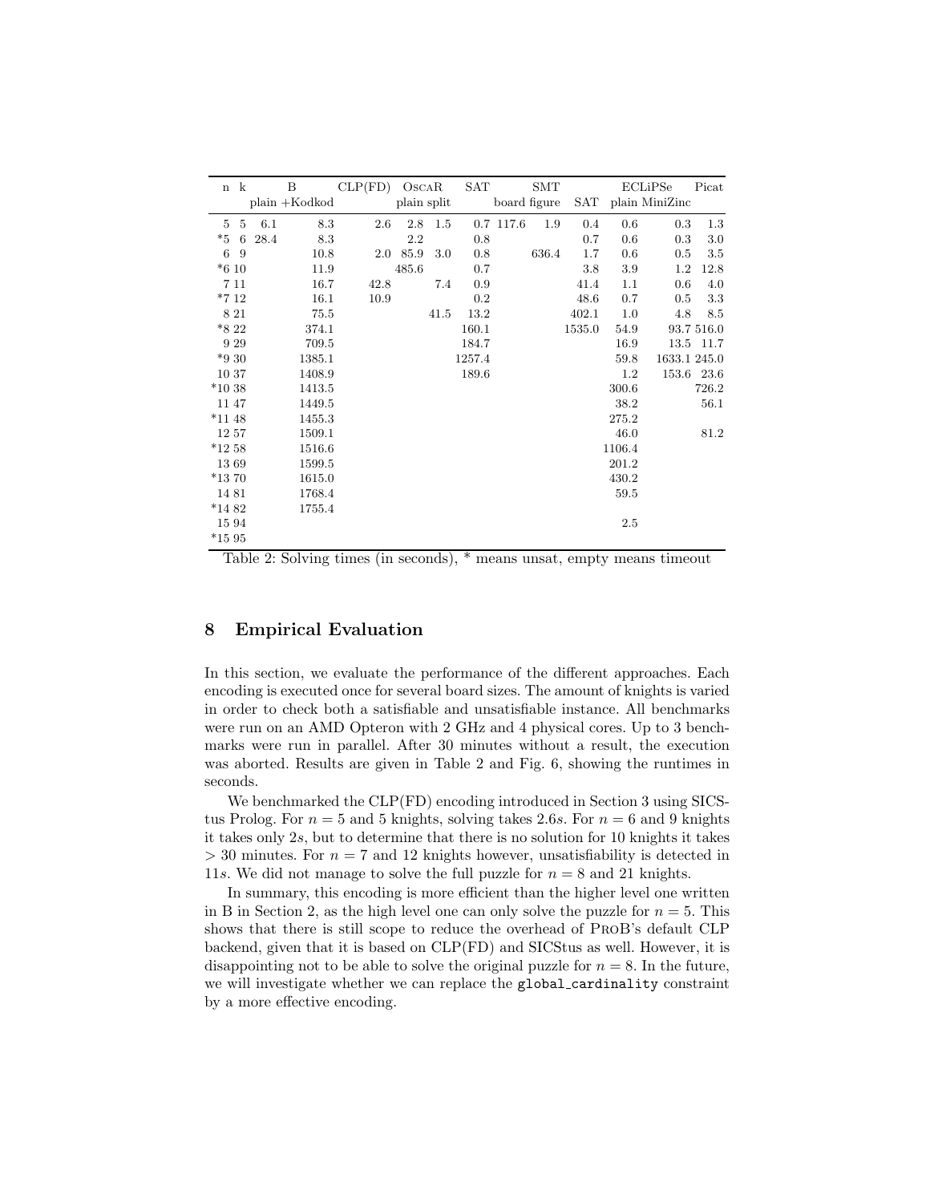| n | k | B | | CLP(FD) | OscaR | | SAT | SMT | | | ECLiPSe | | Picat |
|---|---|---|---|---|---|---|---|---|---|---|---|---|---|
| | | plain | +Kodkod | | plain | split | | board | figure | SAT | plain | MiniZinc | |
| 5 | 5 | 6.1 | 8.3 | 2.6 | 2.8 | 1.5 | 0.7 | 117.6 | 1.9 | 0.4 | 0.6 | 0.3 | 1.3 |
| *5 | 6 | 28.4 | 8.3 | | 2.2 | | 0.8 | | | 0.7 | 0.6 | 0.3 | 3.0 |
| 6 | 9 | | 10.8 | 2.0 | 85.9 | 3.0 | 0.8 | | 636.4 | 1.7 | 0.6 | 0.5 | 3.5 |
| *6 | 10 | | 11.9 | | 485.6 | | 0.7 | | | 3.8 | 3.9 | 1.2 | 12.8 |
| 7 | 11 | | 16.7 | 42.8 | | 7.4 | 0.9 | | | 41.4 | 1.1 | 0.6 | 4.0 |
| *7 | 12 | | 16.1 | 10.9 | | | 0.2 | | | 48.6 | 0.7 | 0.5 | 3.3 |
| 8 | 21 | | 75.5 | | | 41.5 | 13.2 | | | 402.1 | 1.0 | 4.8 | 8.5 |
| *8 | 22 | | 374.1 | | | | 160.1 | | | 1535.0 | 54.9 | 93.7 | 516.0 |
| 9 | 29 | | 709.5 | | | | 184.7 | | | | 16.9 | 13.5 | 11.7 |
| *9 | 30 | | 1385.1 | | | | 1257.4 | | | | 59.8 | 1633.1 | 245.0 |
| 10 | 37 | | 1408.9 | | | | 189.6 | | | | 1.2 | 153.6 | 23.6 |
| *10 | 38 | | 1413.5 | | | | | | | | 300.6 | | 726.2 |
| 11 | 47 | | 1449.5 | | | | | | | | 38.2 | | 56.1 |
| *11 | 48 | | 1455.3 | | | | | | | | 275.2 | | |
| 12 | 57 | | 1509.1 | | | | | | | | 46.0 | | 81.2 |
| *12 | 58 | | 1516.6 | | | | | | | | 1106.4 | | |
| 13 | 69 | | 1599.5 | | | | | | | | 201.2 | | |
| *13 | 70 | | 1615.0 | | | | | | | | 430.2 | | |
| 14 | 81 | | 1768.4 | | | | | | | | 59.5 | | |
| *14 | 82 | | 1755.4 | | | | | | | | | | |
| 15 | 94 | | | | | | | | | | 2.5 | | |
| *15 | 95 | | | | | | | | | | | | |

Table 2: Solving times (in seconds), * means unsat, empty means timeout

## 8 Empirical Evaluation

In this section, we evaluate the performance of the different approaches. Each encoding is executed once for several board sizes. The amount of knights is varied in order to check both a satisfiable and unsatisfiable instance. All benchmarks were run on an AMD Opteron with 2 GHz and 4 physical cores. Up to 3 benchmarks were run in parallel. After 30 minutes without a result, the execution was aborted. Results are given in Table 2 and Fig. 6, showing the runtimes in seconds.

We benchmarked the CLP(FD) encoding introduced in Section 3 using SICStus Prolog. For $n = 5$ and 5 knights, solving takes $2.6s$. For $n = 6$ and 9 knights it takes only $2s$, but to determine that there is no solution for 10 knights it takes $> 30$ minutes. For $n = 7$ and 12 knights however, unsatisfiability is detected in $11s$. We did not manage to solve the full puzzle for $n = 8$ and 21 knights.

In summary, this encoding is more efficient than the higher level one written in B in Section 2, as the high level one can only solve the puzzle for $n = 5$. This shows that there is still scope to reduce the overhead of ProB's default CLP backend, given that it is based on CLP(FD) and SICStus as well. However, it is disappointing not to be able to solve the original puzzle for $n = 8$. In the future, we will investigate whether we can replace the `global_cardinality` constraint by a more effective encoding.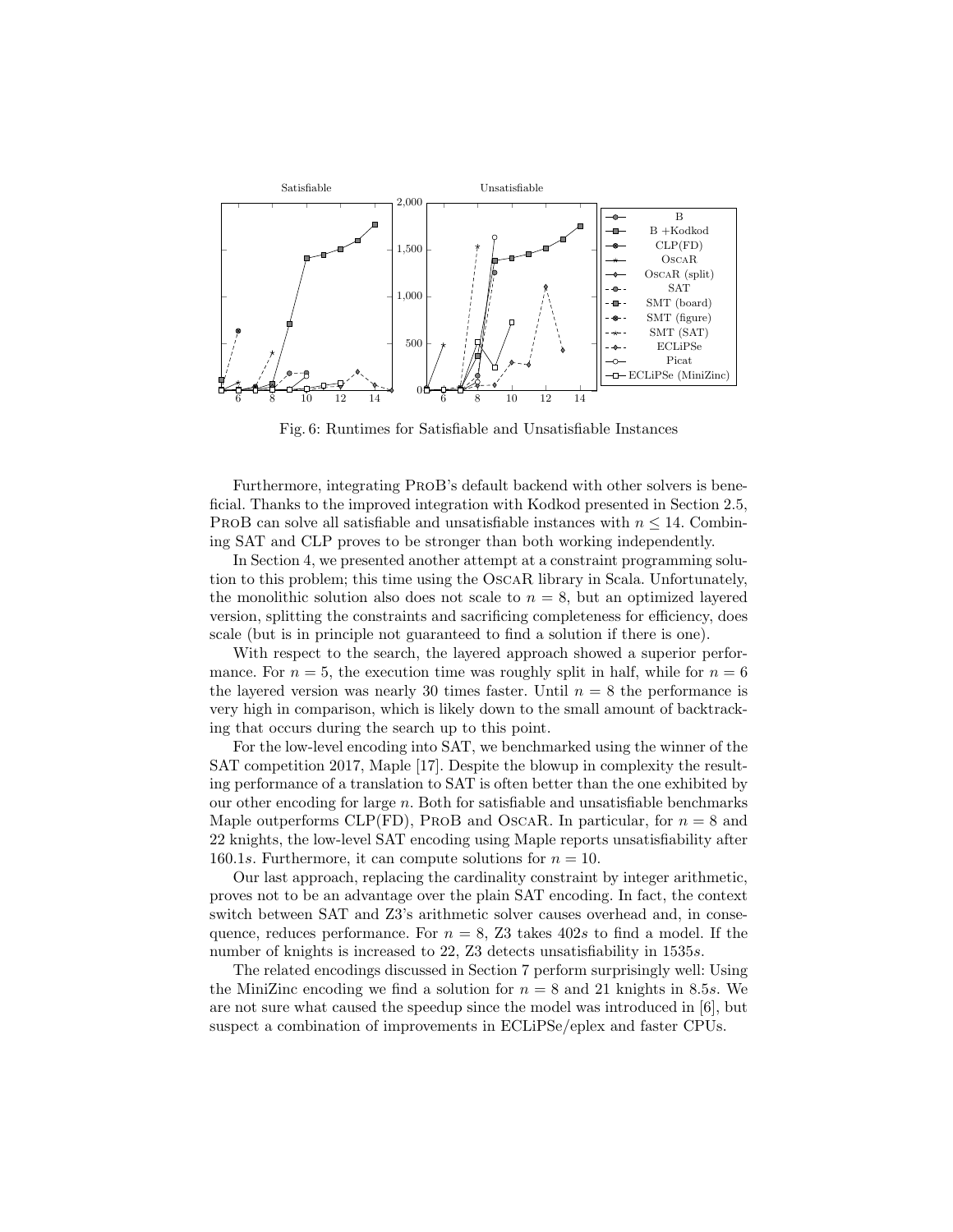Fig. 6: Runtimes for Satisfiable and Unsatisfiable Instances

Furthermore, integrating ProB's default backend with other solvers is beneficial. Thanks to the improved integration with Kodkod presented in Section 2.5, ProB can solve all satisfiable and unsatisfiable instances with $n \leq 14$. Combining SAT and CLP proves to be stronger than both working independently.

In Section 4, we presented another attempt at a constraint programming solution to this problem; this time using the OscaR library in Scala. Unfortunately, the monolithic solution also does not scale to $n = 8$, but an optimized layered version, splitting the constraints and sacrificing completeness for efficiency, does scale (but is in principle not guaranteed to find a solution if there is one).

With respect to the search, the layered approach showed a superior performance. For $n = 5$, the execution time was roughly split in half, while for $n = 6$ the layered version was nearly 30 times faster. Until $n = 8$ the performance is very high in comparison, which is likely down to the small amount of backtracking that occurs during the search up to this point.

For the low-level encoding into SAT, we benchmarked using the winner of the SAT competition 2017, Maple [17]. Despite the blowup in complexity the resulting performance of a translation to SAT is often better than the one exhibited by our other encoding for large $n$. Both for satisfiable and unsatisfiable benchmarks Maple outperforms CLP(FD), ProB and OscaR. In particular, for $n = 8$ and 22 knights, the low-level SAT encoding using Maple reports unsatisfiability after $160.1s$. Furthermore, it can compute solutions for $n = 10$.

Our last approach, replacing the cardinality constraint by integer arithmetic, proves not to be an advantage over the plain SAT encoding. In fact, the context switch between SAT and Z3's arithmetic solver causes overhead and, in consequence, reduces performance. For $n = 8$, Z3 takes $402s$ to find a model. If the number of knights is increased to 22, Z3 detects unsatisfiability in $1535s$.

The related encodings discussed in Section 7 perform surprisingly well: Using the MiniZinc encoding we find a solution for $n = 8$ and 21 knights in $8.5s$. We are not sure what caused the speedup since the model was introduced in [6], but suspect a combination of improvements in ECLiPSe/eplex and faster CPUs.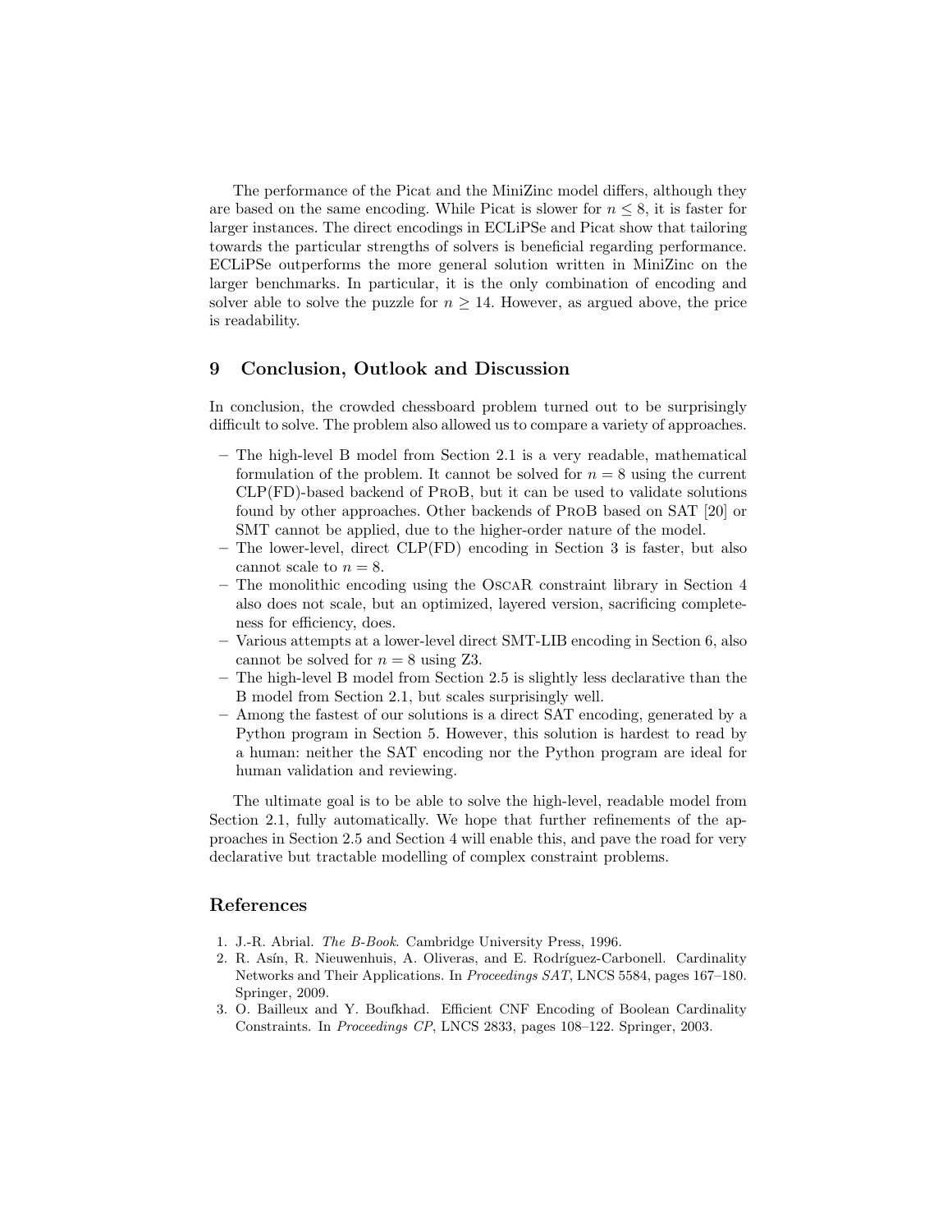The performance of the Picat and the MiniZinc model differs, although they are based on the same encoding. While Picat is slower for $n \leq 8$, it is faster for larger instances. The direct encodings in ECLiPSe and Picat show that tailoring towards the particular strengths of solvers is beneficial regarding performance. ECLiPSe outperforms the more general solution written in MiniZinc on the larger benchmarks. In particular, it is the only combination of encoding and solver able to solve the puzzle for $n \geq 14$. However, as argued above, the price is readability.

## 9 Conclusion, Outlook and Discussion

In conclusion, the crowded chessboard problem turned out to be surprisingly difficult to solve. The problem also allowed us to compare a variety of approaches.

- The high-level B model from Section 2.1 is a very readable, mathematical formulation of the problem. It cannot be solved for $n = 8$ using the current CLP(FD)-based backend of ProB, but it can be used to validate solutions found by other approaches. Other backends of ProB based on SAT [20] or SMT cannot be applied, due to the higher-order nature of the model.
- The lower-level, direct CLP(FD) encoding in Section 3 is faster, but also cannot scale to $n = 8$.
- The monolithic encoding using the OscaR constraint library in Section 4 also does not scale, but an optimized, layered version, sacrificing completeness for efficiency, does.
- Various attempts at a lower-level direct SMT-LIB encoding in Section 6, also cannot be solved for $n = 8$ using Z3.
- The high-level B model from Section 2.5 is slightly less declarative than the B model from Section 2.1, but scales surprisingly well.
- Among the fastest of our solutions is a direct SAT encoding, generated by a Python program in Section 5. However, this solution is hardest to read by a human: neither the SAT encoding nor the Python program are ideal for human validation and reviewing.

The ultimate goal is to be able to solve the high-level, readable model from Section 2.1, fully automatically. We hope that further refinements of the approaches in Section 2.5 and Section 4 will enable this, and pave the road for very declarative but tractable modelling of complex constraint problems.

## References

1. J.-R. Abrial. *The B-Book*. Cambridge University Press, 1996.
2. R. Asín, R. Nieuwenhuis, A. Oliveras, and E. Rodríguez-Carbonell. Cardinality Networks and Their Applications. In *Proceedings SAT*, LNCS 5584, pages 167–180. Springer, 2009.
3. O. Bailleux and Y. Boufkhad. Efficient CNF Encoding of Boolean Cardinality Constraints. In *Proceedings CP*, LNCS 2833, pages 108–122. Springer, 2003.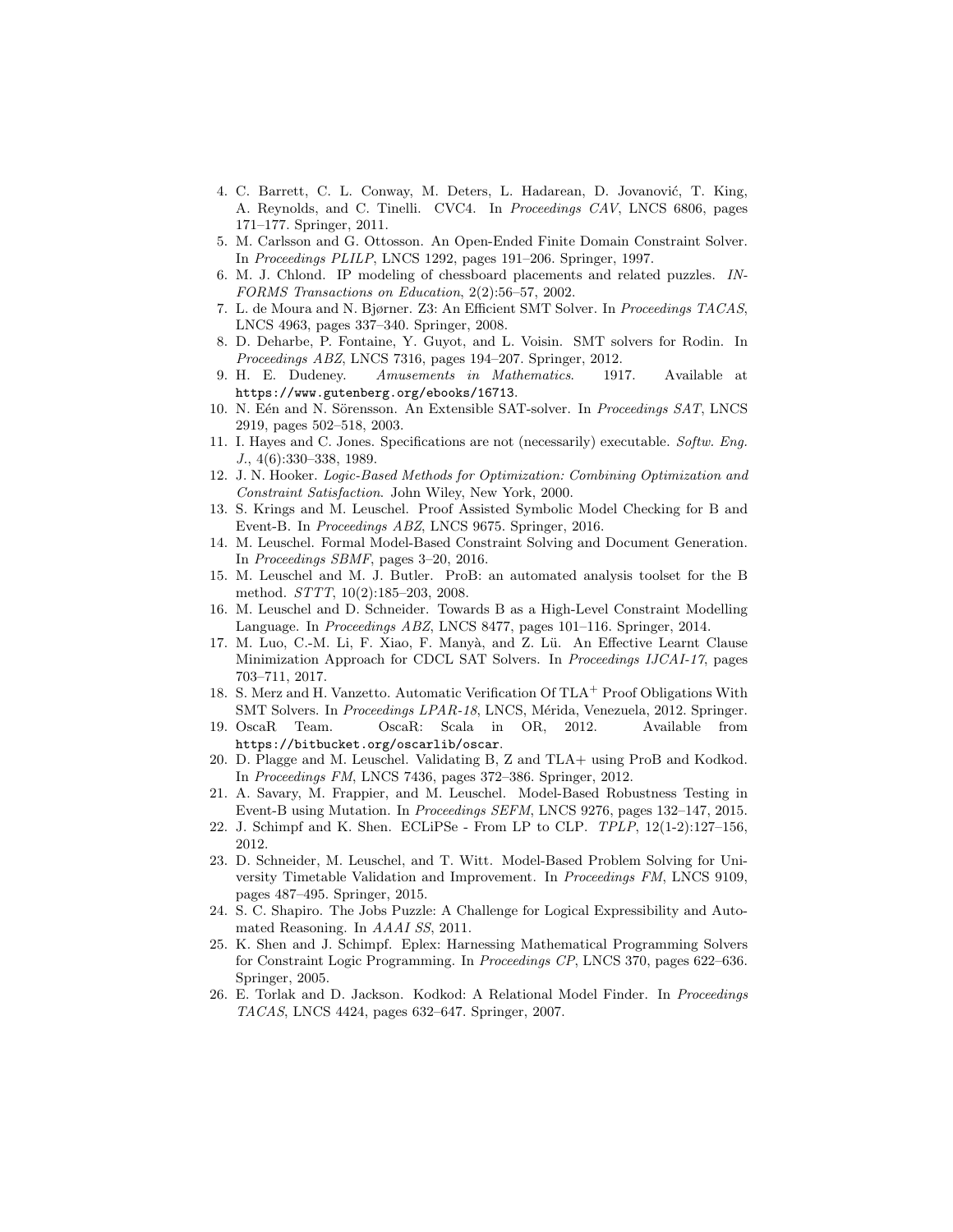4. C. Barrett, C. L. Conway, M. Deters, L. Hadarean, D. Jovanović, T. King, A. Reynolds, and C. Tinelli. CVC4. In *Proceedings CAV*, LNCS 6806, pages 171–177. Springer, 2011.
5. M. Carlsson and G. Ottosson. An Open-Ended Finite Domain Constraint Solver. In *Proceedings PLILP*, LNCS 1292, pages 191–206. Springer, 1997.
6. M. J. Chlond. IP modeling of chessboard placements and related puzzles. *INFORMS Transactions on Education*, 2(2):56–57, 2002.
7. L. de Moura and N. Bjørner. Z3: An Efficient SMT Solver. In *Proceedings TACAS*, LNCS 4963, pages 337–340. Springer, 2008.
8. D. Deharbe, P. Fontaine, Y. Guyot, and L. Voisin. SMT solvers for Rodin. In *Proceedings ABZ*, LNCS 7316, pages 194–207. Springer, 2012.
9. H. E. Dudeney. *Amusements in Mathematics*. 1917. Available at `https://www.gutenberg.org/ebooks/16713`.
10. N. Eén and N. Sörensson. An Extensible SAT-solver. In *Proceedings SAT*, LNCS 2919, pages 502–518, 2003.
11. I. Hayes and C. Jones. Specifications are not (necessarily) executable. *Softw. Eng. J.*, 4(6):330–338, 1989.
12. J. N. Hooker. *Logic-Based Methods for Optimization: Combining Optimization and Constraint Satisfaction*. John Wiley, New York, 2000.
13. S. Krings and M. Leuschel. Proof Assisted Symbolic Model Checking for B and Event-B. In *Proceedings ABZ*, LNCS 9675. Springer, 2016.
14. M. Leuschel. Formal Model-Based Constraint Solving and Document Generation. In *Proceedings SBMF*, pages 3–20, 2016.
15. M. Leuschel and M. J. Butler. ProB: an automated analysis toolset for the B method. *STTT*, 10(2):185–203, 2008.
16. M. Leuschel and D. Schneider. Towards B as a High-Level Constraint Modelling Language. In *Proceedings ABZ*, LNCS 8477, pages 101–116. Springer, 2014.
17. M. Luo, C.-M. Li, F. Xiao, F. Manyà, and Z. Lü. An Effective Learnt Clause Minimization Approach for CDCL SAT Solvers. In *Proceedings IJCAI-17*, pages 703–711, 2017.
18. S. Merz and H. Vanzetto. Automatic Verification Of TLA$^+$ Proof Obligations With SMT Solvers. In *Proceedings LPAR-18*, LNCS, Mérida, Venezuela, 2012. Springer.
19. OscaR Team. OscaR: Scala in OR, 2012. Available from `https://bitbucket.org/oscarlib/oscar`.
20. D. Plagge and M. Leuschel. Validating B, Z and TLA+ using ProB and Kodkod. In *Proceedings FM*, LNCS 7436, pages 372–386. Springer, 2012.
21. A. Savary, M. Frappier, and M. Leuschel. Model-Based Robustness Testing in Event-B using Mutation. In *Proceedings SEFM*, LNCS 9276, pages 132–147, 2015.
22. J. Schimpf and K. Shen. ECLiPSe - From LP to CLP. *TPLP*, 12(1-2):127–156, 2012.
23. D. Schneider, M. Leuschel, and T. Witt. Model-Based Problem Solving for University Timetable Validation and Improvement. In *Proceedings FM*, LNCS 9109, pages 487–495. Springer, 2015.
24. S. C. Shapiro. The Jobs Puzzle: A Challenge for Logical Expressibility and Automated Reasoning. In *AAAI SS*, 2011.
25. K. Shen and J. Schimpf. Eplex: Harnessing Mathematical Programming Solvers for Constraint Logic Programming. In *Proceedings CP*, LNCS 370, pages 622–636. Springer, 2005.
26. E. Torlak and D. Jackson. Kodkod: A Relational Model Finder. In *Proceedings TACAS*, LNCS 4424, pages 632–647. Springer, 2007.